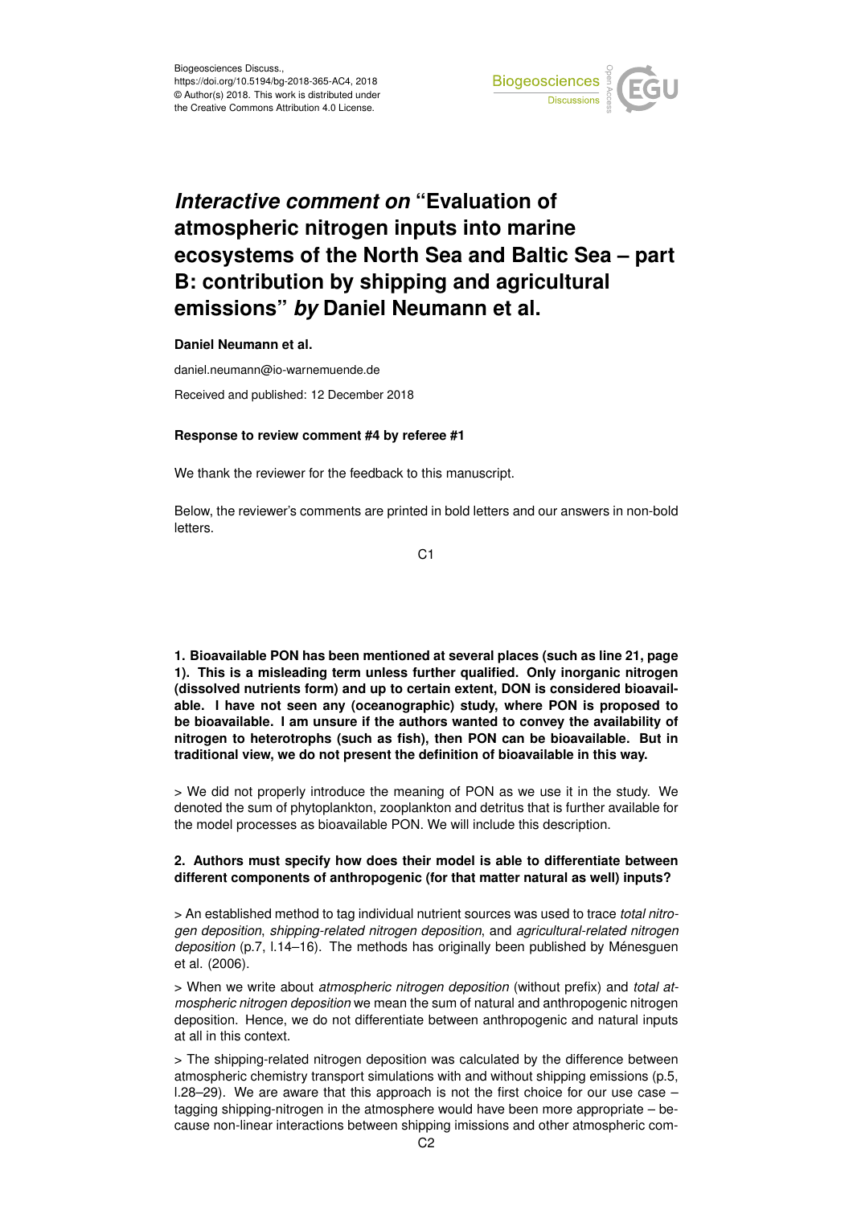Biogeosciences Discuss.,
https://doi.org/10.5194/bg-2018-365-AC4, 2018
© Author(s) 2018. This work is distributed under
the Creative Commons Attribution 4.0 License.

# *Interactive comment on* "Evaluation of atmospheric nitrogen inputs into marine ecosystems of the North Sea and Baltic Sea – part B: contribution by shipping and agricultural emissions" *by* Daniel Neumann et al.

**Daniel Neumann et al.**

daniel.neumann@io-warnemuende.de

Received and published: 12 December 2018

**Response to review comment #4 by referee #1**

We thank the reviewer for the feedback to this manuscript.

Below, the reviewer's comments are printed in bold letters and our answers in non-bold letters.

**1. Bioavailable PON has been mentioned at several places (such as line 21, page 1). This is a misleading term unless further qualified. Only inorganic nitrogen (dissolved nutrients form) and up to certain extent, DON is considered bioavailable. I have not seen any (oceanographic) study, where PON is proposed to be bioavailable. I am unsure if the authors wanted to convey the availability of nitrogen to heterotrophs (such as fish), then PON can be bioavailable. But in traditional view, we do not present the definition of bioavailable in this way.**

> We did not properly introduce the meaning of PON as we use it in the study. We denoted the sum of phytoplankton, zooplankton and detritus that is further available for the model processes as bioavailable PON. We will include this description.

**2. Authors must specify how does their model is able to differentiate between different components of anthropogenic (for that matter natural as well) inputs?**

> An established method to tag individual nutrient sources was used to trace *total nitrogen deposition*, *shipping-related nitrogen deposition*, and *agricultural-related nitrogen deposition* (p.7, l.14–16). The methods has originally been published by Ménesguen et al. (2006).

> When we write about *atmospheric nitrogen deposition* (without prefix) and *total atmospheric nitrogen deposition* we mean the sum of natural and anthropogenic nitrogen deposition. Hence, we do not differentiate between anthropogenic and natural inputs at all in this context.

> The shipping-related nitrogen deposition was calculated by the difference between atmospheric chemistry transport simulations with and without shipping emissions (p.5, l.28–29). We are aware that this approach is not the first choice for our use case – tagging shipping-nitrogen in the atmosphere would have been more appropriate – because non-linear interactions between shipping imissions and other atmospheric com-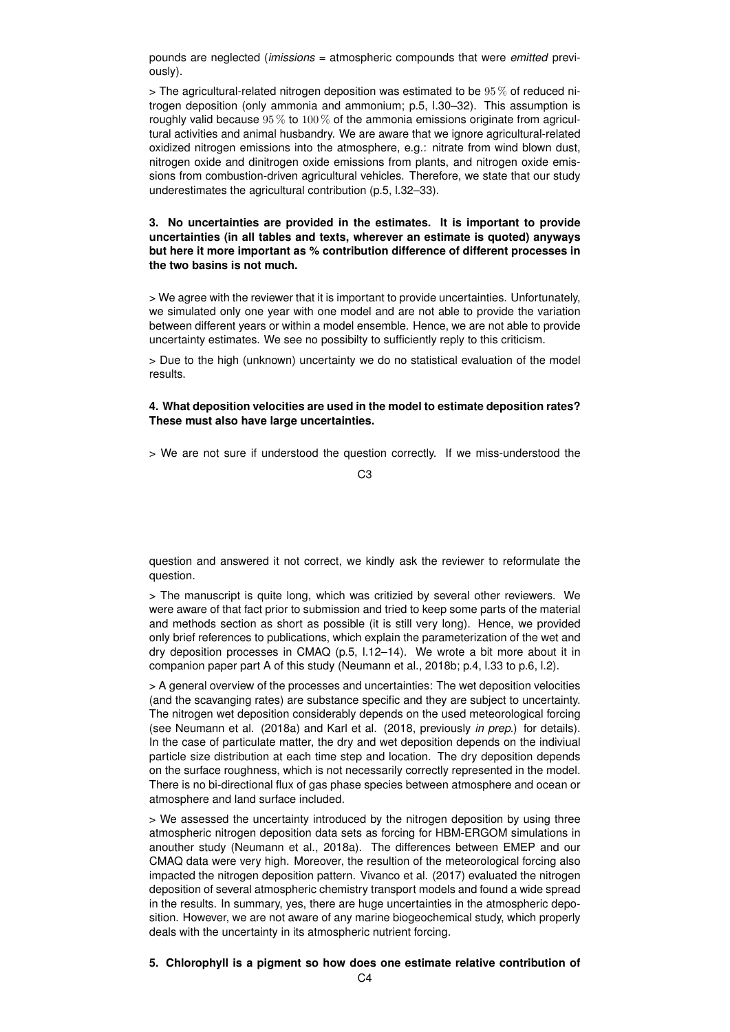pounds are neglected (*imissions* = atmospheric compounds that were *emitted* previously).

> The agricultural-related nitrogen deposition was estimated to be $95\,\%$ of reduced nitrogen deposition (only ammonia and ammonium; p.5, l.30–32). This assumption is roughly valid because $95\,\%$ to $100\,\%$ of the ammonia emissions originate from agricultural activities and animal husbandry. We are aware that we ignore agricultural-related oxidized nitrogen emissions into the atmosphere, e.g.: nitrate from wind blown dust, nitrogen oxide and dinitrogen oxide emissions from plants, and nitrogen oxide emissions from combustion-driven agricultural vehicles. Therefore, we state that our study underestimates the agricultural contribution (p.5, l.32–33).

**3. No uncertainties are provided in the estimates. It is important to provide uncertainties (in all tables and texts, wherever an estimate is quoted) anyways but here it more important as % contribution difference of different processes in the two basins is not much.**

> We agree with the reviewer that it is important to provide uncertainties. Unfortunately, we simulated only one year with one model and are not able to provide the variation between different years or within a model ensemble. Hence, we are not able to provide uncertainty estimates. We see no possibilty to sufficiently reply to this criticism.

> Due to the high (unknown) uncertainty we do no statistical evaluation of the model results.

**4. What deposition velocities are used in the model to estimate deposition rates? These must also have large uncertainties.**

> We are not sure if understood the question correctly. If we miss-understood the question and answered it not correct, we kindly ask the reviewer to reformulate the question.

> The manuscript is quite long, which was critizied by several other reviewers. We were aware of that fact prior to submission and tried to keep some parts of the material and methods section as short as possible (it is still very long). Hence, we provided only brief references to publications, which explain the parameterization of the wet and dry deposition processes in CMAQ (p.5, l.12–14). We wrote a bit more about it in companion paper part A of this study (Neumann et al., 2018b; p.4, l.33 to p.6, l.2).

> A general overview of the processes and uncertainties: The wet deposition velocities (and the scavanging rates) are substance specific and they are subject to uncertainty. The nitrogen wet deposition considerably depends on the used meteorological forcing (see Neumann et al. (2018a) and Karl et al. (2018, previously *in prep.*) for details). In the case of particulate matter, the dry and wet deposition depends on the indiviual particle size distribution at each time step and location. The dry deposition depends on the surface roughness, which is not necessarily correctly represented in the model. There is no bi-directional flux of gas phase species between atmosphere and ocean or atmosphere and land surface included.

> We assessed the uncertainty introduced by the nitrogen deposition by using three atmospheric nitrogen deposition data sets as forcing for HBM-ERGOM simulations in anouther study (Neumann et al., 2018a). The differences between EMEP and our CMAQ data were very high. Moreover, the resultion of the meteorological forcing also impacted the nitrogen deposition pattern. Vivanco et al. (2017) evaluated the nitrogen deposition of several atmospheric chemistry transport models and found a wide spread in the results. In summary, yes, there are huge uncertainties in the atmospheric deposition. However, we are not aware of any marine biogeochemical study, which properly deals with the uncertainty in its atmospheric nutrient forcing.

**5. Chlorophyll is a pigment so how does one estimate relative contribution of**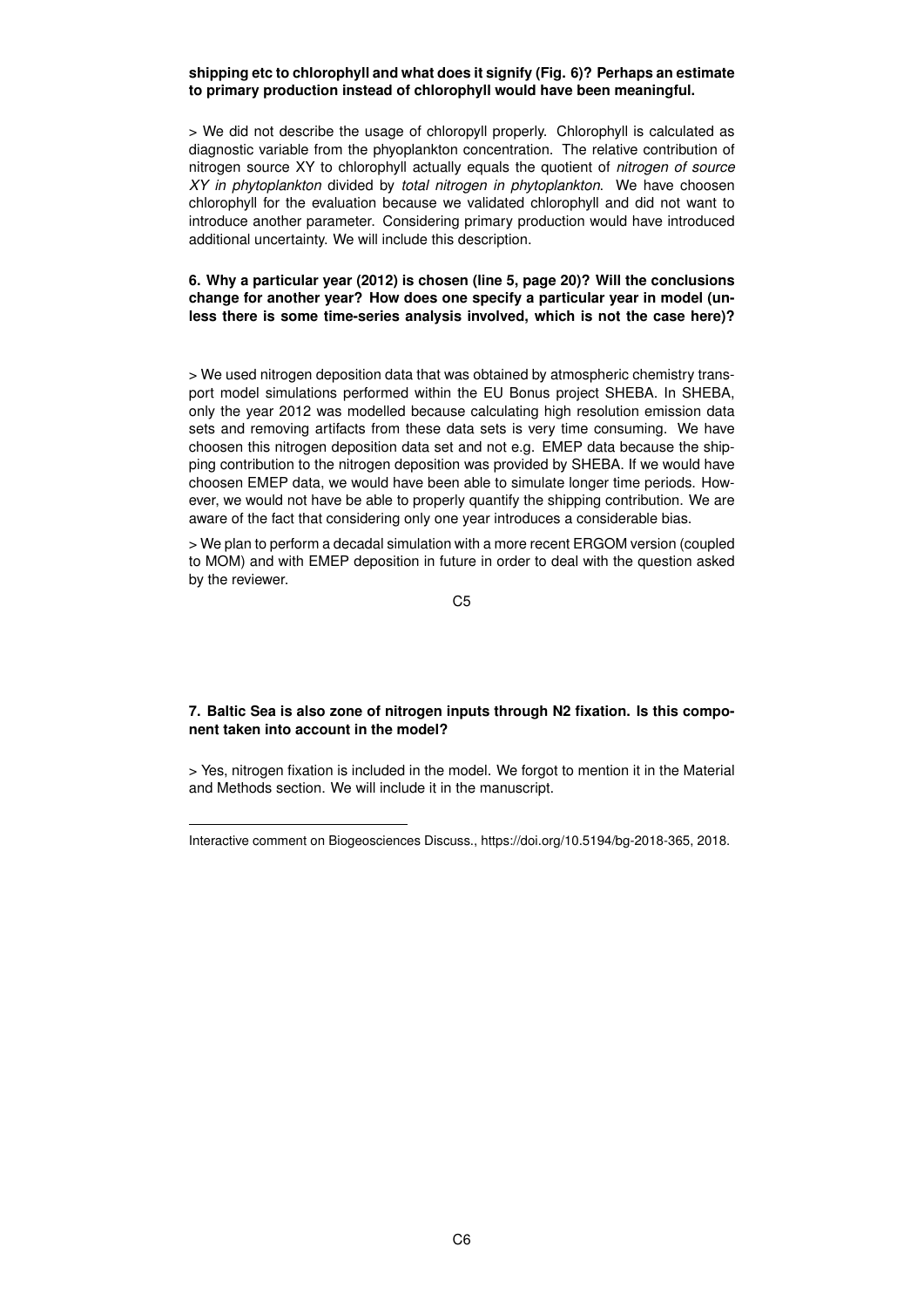**shipping etc to chlorophyll and what does it signify (Fig. 6)? Perhaps an estimate to primary production instead of chlorophyll would have been meaningful.**

> We did not describe the usage of chloropyll properly. Chlorophyll is calculated as diagnostic variable from the phyoplankton concentration. The relative contribution of nitrogen source XY to chlorophyll actually equals the quotient of *nitrogen of source XY in phytoplankton* divided by *total nitrogen in phytoplankton*. We have choosen chlorophyll for the evaluation because we validated chlorophyll and did not want to introduce another parameter. Considering primary production would have introduced additional uncertainty. We will include this description.

**6. Why a particular year (2012) is chosen (line 5, page 20)? Will the conclusions change for another year? How does one specify a particular year in model (unless there is some time-series analysis involved, which is not the case here)?**

> We used nitrogen deposition data that was obtained by atmospheric chemistry transport model simulations performed within the EU Bonus project SHEBA. In SHEBA, only the year 2012 was modelled because calculating high resolution emission data sets and removing artifacts from these data sets is very time consuming. We have choosen this nitrogen deposition data set and not e.g. EMEP data because the shipping contribution to the nitrogen deposition was provided by SHEBA. If we would have choosen EMEP data, we would have been able to simulate longer time periods. However, we would not have be able to properly quantify the shipping contribution. We are aware of the fact that considering only one year introduces a considerable bias.

> We plan to perform a decadal simulation with a more recent ERGOM version (coupled to MOM) and with EMEP deposition in future in order to deal with the question asked by the reviewer.

**7. Baltic Sea is also zone of nitrogen inputs through N2 fixation. Is this component taken into account in the model?**

> Yes, nitrogen fixation is included in the model. We forgot to mention it in the Material and Methods section. We will include it in the manuscript.

---

Interactive comment on Biogeosciences Discuss., https://doi.org/10.5194/bg-2018-365, 2018.